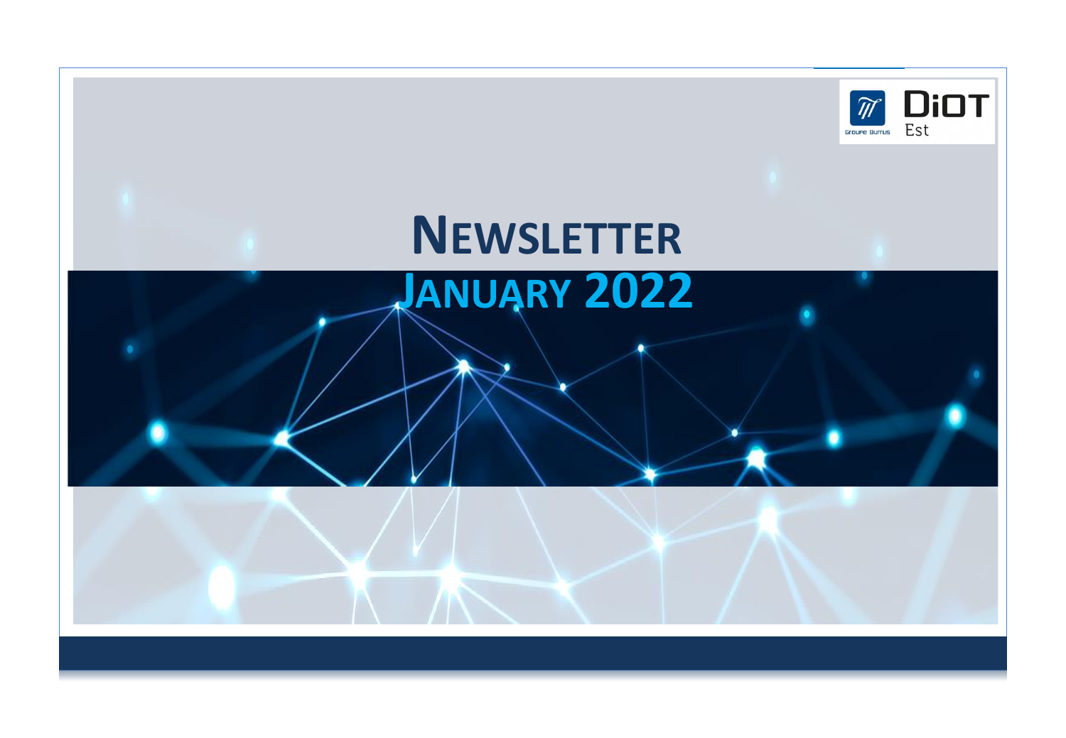DiOT Est

Groupe Burrus

# NEWSLETTER

## JANUARY 2022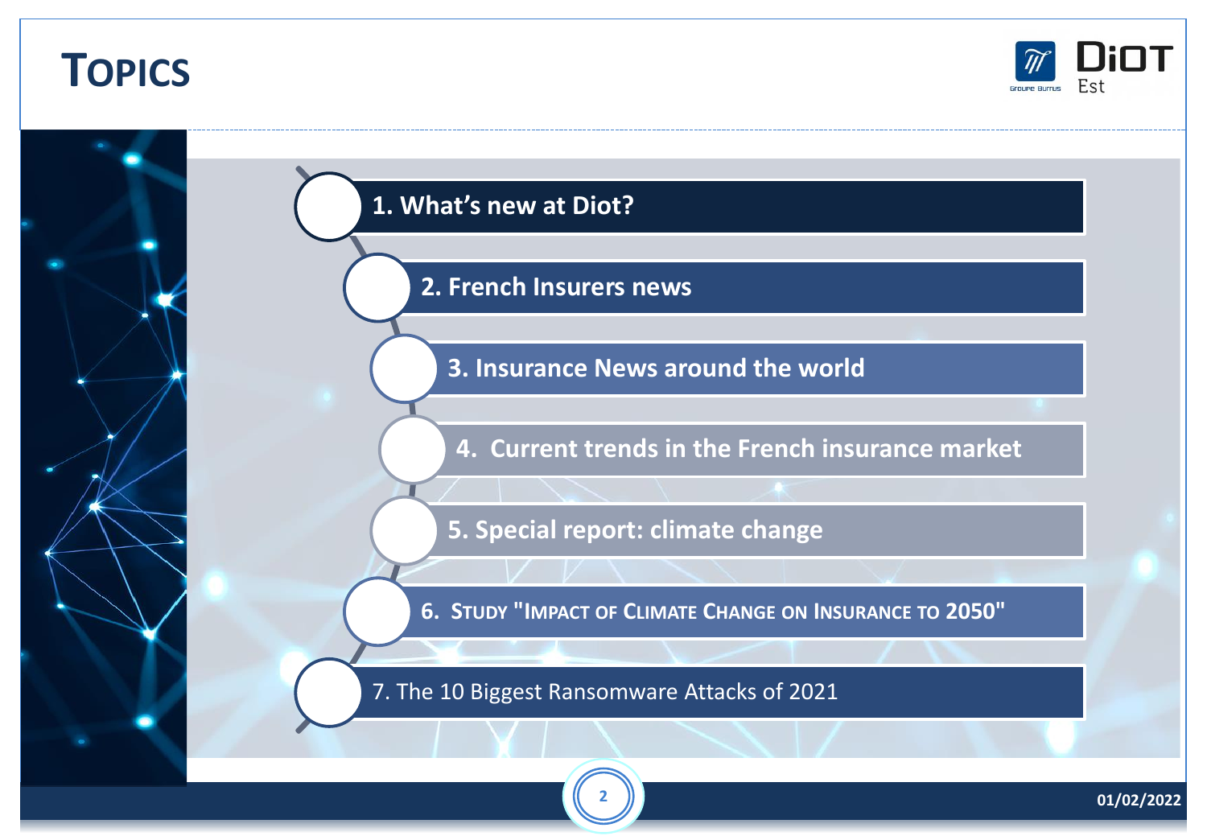# Topics

1. What's new at Diot?
2. French Insurers news
3. Insurance News around the world
4. Current trends in the French insurance market
5. Special report: climate change
6. Study "Impact of Climate Change on Insurance to 2050"
7. The 10 Biggest Ransomware Attacks of 2021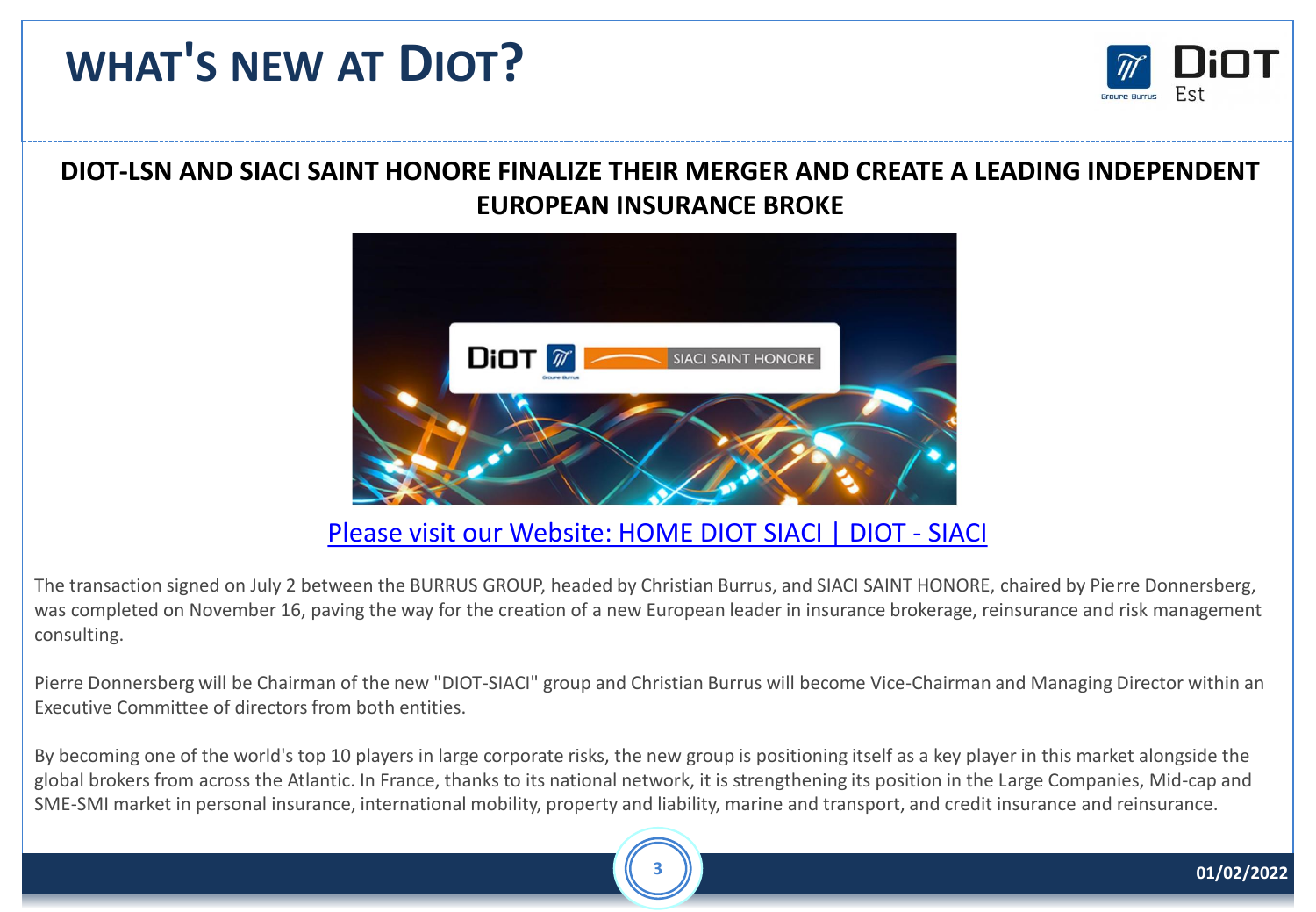# WHAT'S NEW AT DIOT?

## DIOT-LSN AND SIACI SAINT HONORE FINALIZE THEIR MERGER AND CREATE A LEADING INDEPENDENT EUROPEAN INSURANCE BROKE

Please visit our Website: HOME DIOT SIACI | DIOT - SIACI

The transaction signed on July 2 between the BURRUS GROUP, headed by Christian Burrus, and SIACI SAINT HONORE, chaired by Pierre Donnersberg, was completed on November 16, paving the way for the creation of a new European leader in insurance brokerage, reinsurance and risk management consulting.

Pierre Donnersberg will be Chairman of the new "DIOT-SIACI" group and Christian Burrus will become Vice-Chairman and Managing Director within an Executive Committee of directors from both entities.

By becoming one of the world's top 10 players in large corporate risks, the new group is positioning itself as a key player in this market alongside the global brokers from across the Atlantic. In France, thanks to its national network, it is strengthening its position in the Large Companies, Mid-cap and SME-SMI market in personal insurance, international mobility, property and liability, marine and transport, and credit insurance and reinsurance.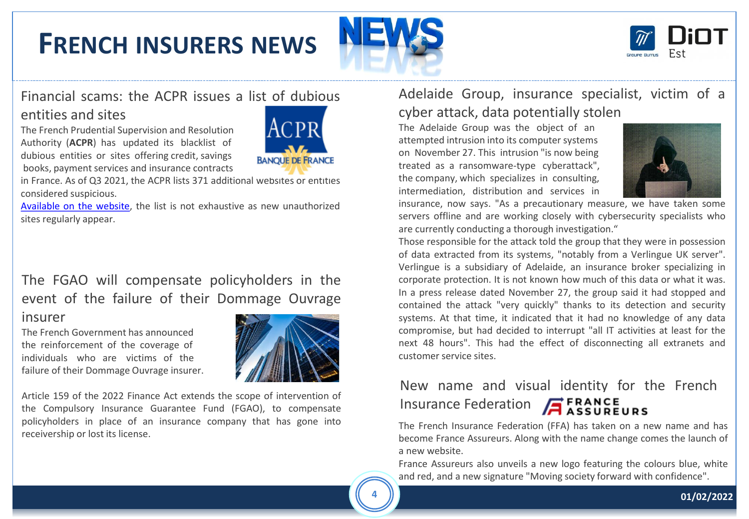# FRENCH INSURERS NEWS

## Financial scams: the ACPR issues a list of dubious entities and sites

The French Prudential Supervision and Resolution Authority (**ACPR**) has updated its blacklist of dubious entities or sites offering credit, savings books, payment services and insurance contracts in France. As of Q3 2021, the ACPR lists 371 additional websites or entities considered suspicious.

Available on the website, the list is not exhaustive as new unauthorized sites regularly appear.

## The FGAO will compensate policyholders in the event of the failure of their Dommage Ouvrage insurer

The French Government has announced the reinforcement of the coverage of individuals who are victims of the failure of their Dommage Ouvrage insurer.

Article 159 of the 2022 Finance Act extends the scope of intervention of the Compulsory Insurance Guarantee Fund (FGAO), to compensate policyholders in place of an insurance company that has gone into receivership or lost its license.

## Adelaide Group, insurance specialist, victim of a cyber attack, data potentially stolen

The Adelaide Group was the object of an attempted intrusion into its computer systems on November 27. This intrusion "is now being treated as a ransomware-type cyberattack", the company, which specializes in consulting, intermediation, distribution and services in insurance, now says. "As a precautionary measure, we have taken some servers offline and are working closely with cybersecurity specialists who are currently conducting a thorough investigation."

Those responsible for the attack told the group that they were in possession of data extracted from its systems, "notably from a Verlingue UK server". Verlingue is a subsidiary of Adelaide, an insurance broker specializing in corporate protection. It is not known how much of this data or what it was. In a press release dated November 27, the group said it had stopped and contained the attack "very quickly" thanks to its detection and security systems. At that time, it indicated that it had no knowledge of any data compromise, but had decided to interrupt "all IT activities at least for the next 48 hours". This had the effect of disconnecting all extranets and customer service sites.

## New name and visual identity for the French Insurance Federation

The French Insurance Federation (FFA) has taken on a new name and has become France Assureurs. Along with the name change comes the launch of a new website.

France Assureurs also unveils a new logo featuring the colours blue, white and red, and a new signature "Moving society forward with confidence".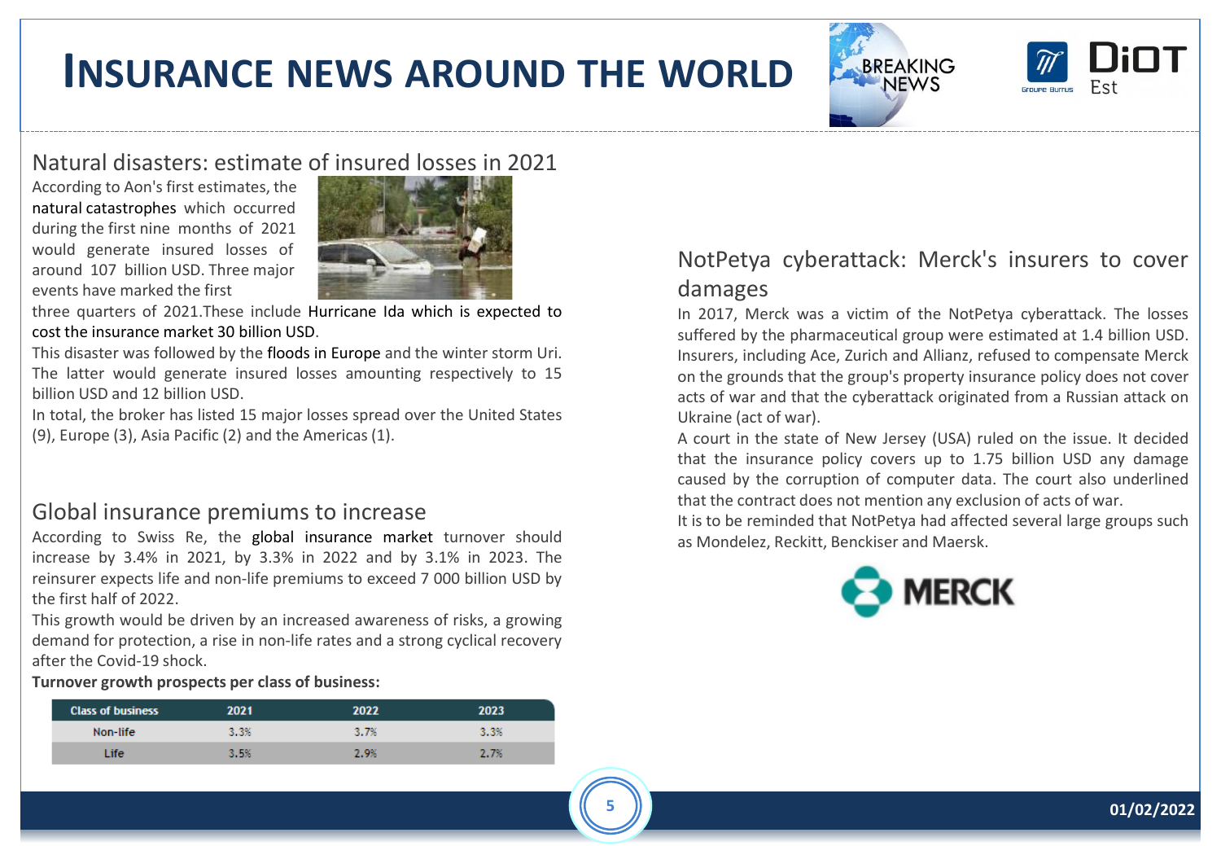# INSURANCE NEWS AROUND THE WORLD

## Natural disasters: estimate of insured losses in 2021

According to Aon's first estimates, the natural catastrophes which occurred during the first nine months of 2021 would generate insured losses of around 107 billion USD. Three major events have marked the first three quarters of 2021.These include Hurricane Ida which is expected to cost the insurance market 30 billion USD.

This disaster was followed by the floods in Europe and the winter storm Uri. The latter would generate insured losses amounting respectively to 15 billion USD and 12 billion USD.

In total, the broker has listed 15 major losses spread over the United States (9), Europe (3), Asia Pacific (2) and the Americas (1).

## Global insurance premiums to increase

According to Swiss Re, the global insurance market turnover should increase by 3.4% in 2021, by 3.3% in 2022 and by 3.1% in 2023. The reinsurer expects life and non-life premiums to exceed 7 000 billion USD by the first half of 2022.

This growth would be driven by an increased awareness of risks, a growing demand for protection, a rise in non-life rates and a strong cyclical recovery after the Covid-19 shock.

**Turnover growth prospects per class of business:**

| Class of business | 2021 | 2022 | 2023 |
|---|---|---|---|
| Non-life | 3.3% | 3.7% | 3.3% |
| Life | 3.5% | 2.9% | 2.7% |

## NotPetya cyberattack: Merck's insurers to cover damages

In 2017, Merck was a victim of the NotPetya cyberattack. The losses suffered by the pharmaceutical group were estimated at 1.4 billion USD. Insurers, including Ace, Zurich and Allianz, refused to compensate Merck on the grounds that the group's property insurance policy does not cover acts of war and that the cyberattack originated from a Russian attack on Ukraine (act of war).

A court in the state of New Jersey (USA) ruled on the issue. It decided that the insurance policy covers up to 1.75 billion USD any damage caused by the corruption of computer data. The court also underlined that the contract does not mention any exclusion of acts of war.

It is to be reminded that NotPetya had affected several large groups such as Mondelez, Reckitt, Benckiser and Maersk.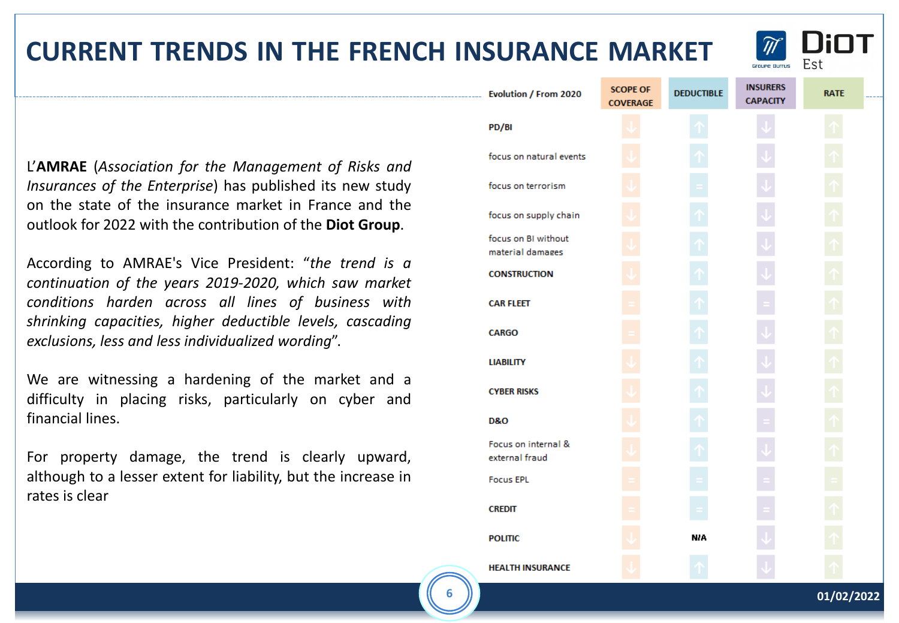# CURRENT TRENDS IN THE FRENCH INSURANCE MARKET

L'**AMRAE** (*Association for the Management of Risks and Insurances of the Enterprise*) has published its new study on the state of the insurance market in France and the outlook for 2022 with the contribution of the **Diot Group**.

According to AMRAE's Vice President: "*the trend is a continuation of the years 2019-2020, which saw market conditions harden across all lines of business with shrinking capacities, higher deductible levels, cascading exclusions, less and less individualized wording*".

We are witnessing a hardening of the market and a difficulty in placing risks, particularly on cyber and financial lines.

For property damage, the trend is clearly upward, although to a lesser extent for liability, but the increase in rates is clear

| Evolution / From 2020 | SCOPE OF COVERAGE | DEDUCTIBLE | INSURERS CAPACITY | RATE |
|---|---|---|---|---|
| PD/BI | ↓ | ↑ | ↓ | ↑ |
| focus on natural events | ↓ | ↑ | ↓ | ↑ |
| focus on terrorism | ↓ | = | ↓ | ↑ |
| focus on supply chain | ↓ | ↑ | ↓ | ↑ |
| focus on BI without material damages | ↓ | ↑ | ↓ | ↑ |
| CONSTRUCTION | ↓ | ↑ | ↓ | ↑ |
| CAR FLEET | = | ↑ | = | ↑ |
| CARGO | = | ↑ | ↓ | ↑ |
| LIABILITY | ↓ | ↑ | ↓ | ↑ |
| CYBER RISKS | ↓ | ↑ | ↓ | ↑ |
| D&O | ↓ | ↑ | = | ↑ |
| Focus on internal & external fraud | ↓ | ↑ | ↓ | ↑ |
| Focus EPL | = | = | = | = |
| CREDIT | = | = | = | ↑ |
| POLITIC | ↓ | N/A | ↓ | ↑ |
| HEALTH INSURANCE | ↓ | ↑ | ↓ | ↑ |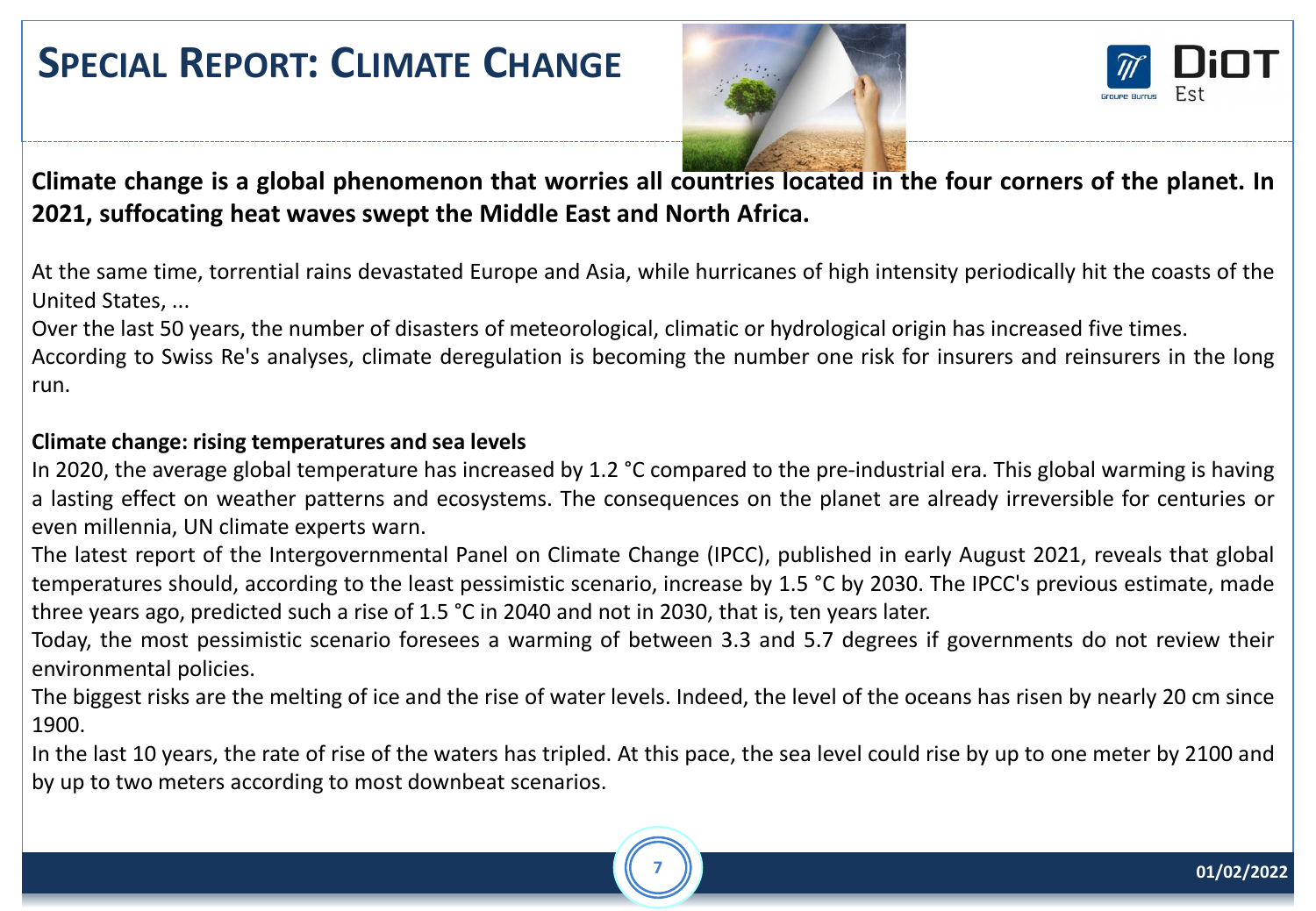# Special Report: Climate Change

**Climate change is a global phenomenon that worries all countries located in the four corners of the planet. In 2021, suffocating heat waves swept the Middle East and North Africa.**

At the same time, torrential rains devastated Europe and Asia, while hurricanes of high intensity periodically hit the coasts of the United States, ...

Over the last 50 years, the number of disasters of meteorological, climatic or hydrological origin has increased five times.

According to Swiss Re's analyses, climate deregulation is becoming the number one risk for insurers and reinsurers in the long run.

**Climate change: rising temperatures and sea levels**

In 2020, the average global temperature has increased by 1.2 °C compared to the pre-industrial era. This global warming is having a lasting effect on weather patterns and ecosystems. The consequences on the planet are already irreversible for centuries or even millennia, UN climate experts warn.

The latest report of the Intergovernmental Panel on Climate Change (IPCC), published in early August 2021, reveals that global temperatures should, according to the least pessimistic scenario, increase by 1.5 °C by 2030. The IPCC's previous estimate, made three years ago, predicted such a rise of 1.5 °C in 2040 and not in 2030, that is, ten years later.

Today, the most pessimistic scenario foresees a warming of between 3.3 and 5.7 degrees if governments do not review their environmental policies.

The biggest risks are the melting of ice and the rise of water levels. Indeed, the level of the oceans has risen by nearly 20 cm since 1900.

In the last 10 years, the rate of rise of the waters has tripled. At this pace, the sea level could rise by up to one meter by 2100 and by up to two meters according to most downbeat scenarios.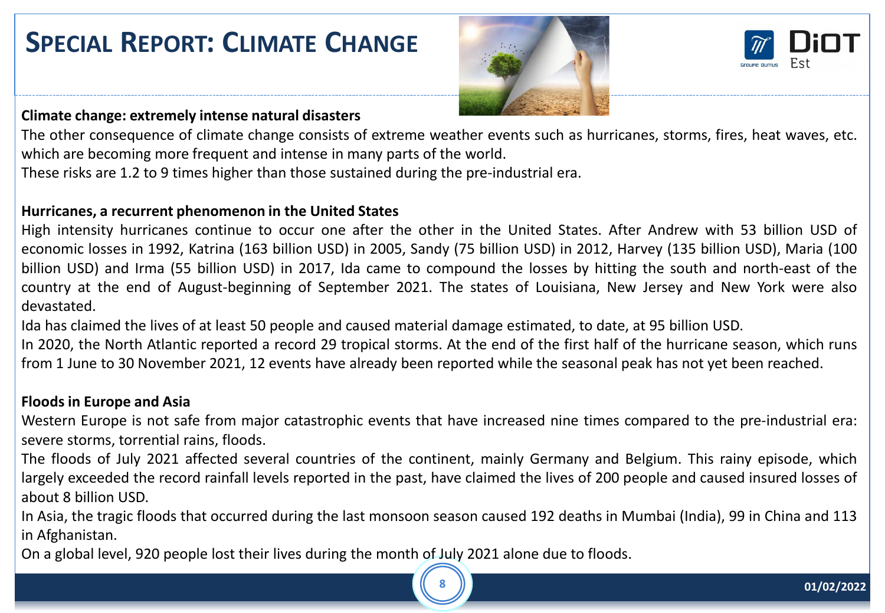# Special Report: Climate Change

**Climate change: extremely intense natural disasters**

The other consequence of climate change consists of extreme weather events such as hurricanes, storms, fires, heat waves, etc. which are becoming more frequent and intense in many parts of the world.

These risks are 1.2 to 9 times higher than those sustained during the pre-industrial era.

**Hurricanes, a recurrent phenomenon in the United States**

High intensity hurricanes continue to occur one after the other in the United States. After Andrew with 53 billion USD of economic losses in 1992, Katrina (163 billion USD) in 2005, Sandy (75 billion USD) in 2012, Harvey (135 billion USD), Maria (100 billion USD) and Irma (55 billion USD) in 2017, Ida came to compound the losses by hitting the south and north-east of the country at the end of August-beginning of September 2021. The states of Louisiana, New Jersey and New York were also devastated.

Ida has claimed the lives of at least 50 people and caused material damage estimated, to date, at 95 billion USD.

In 2020, the North Atlantic reported a record 29 tropical storms. At the end of the first half of the hurricane season, which runs from 1 June to 30 November 2021, 12 events have already been reported while the seasonal peak has not yet been reached.

**Floods in Europe and Asia**

Western Europe is not safe from major catastrophic events that have increased nine times compared to the pre-industrial era: severe storms, torrential rains, floods.

The floods of July 2021 affected several countries of the continent, mainly Germany and Belgium. This rainy episode, which largely exceeded the record rainfall levels reported in the past, have claimed the lives of 200 people and caused insured losses of about 8 billion USD.

In Asia, the tragic floods that occurred during the last monsoon season caused 192 deaths in Mumbai (India), 99 in China and 113 in Afghanistan.

On a global level, 920 people lost their lives during the month of July 2021 alone due to floods.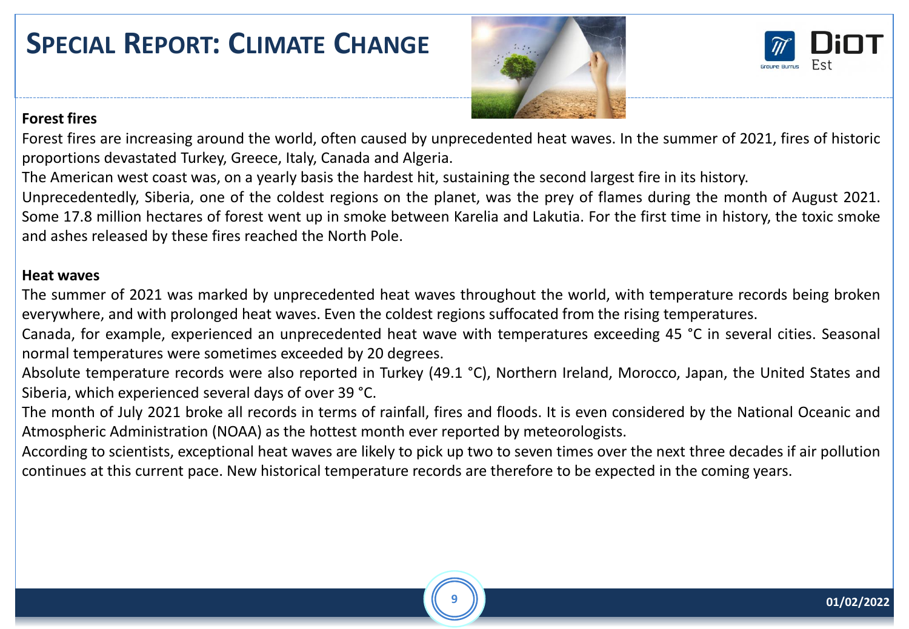# Special Report: Climate Change

**Forest fires**

Forest fires are increasing around the world, often caused by unprecedented heat waves. In the summer of 2021, fires of historic proportions devastated Turkey, Greece, Italy, Canada and Algeria.

The American west coast was, on a yearly basis the hardest hit, sustaining the second largest fire in its history.

Unprecedentedly, Siberia, one of the coldest regions on the planet, was the prey of flames during the month of August 2021. Some 17.8 million hectares of forest went up in smoke between Karelia and Lakutia. For the first time in history, the toxic smoke and ashes released by these fires reached the North Pole.

**Heat waves**

The summer of 2021 was marked by unprecedented heat waves throughout the world, with temperature records being broken everywhere, and with prolonged heat waves. Even the coldest regions suffocated from the rising temperatures.

Canada, for example, experienced an unprecedented heat wave with temperatures exceeding 45 °C in several cities. Seasonal normal temperatures were sometimes exceeded by 20 degrees.

Absolute temperature records were also reported in Turkey (49.1 °C), Northern Ireland, Morocco, Japan, the United States and Siberia, which experienced several days of over 39 °C.

The month of July 2021 broke all records in terms of rainfall, fires and floods. It is even considered by the National Oceanic and Atmospheric Administration (NOAA) as the hottest month ever reported by meteorologists.

According to scientists, exceptional heat waves are likely to pick up two to seven times over the next three decades if air pollution continues at this current pace. New historical temperature records are therefore to be expected in the coming years.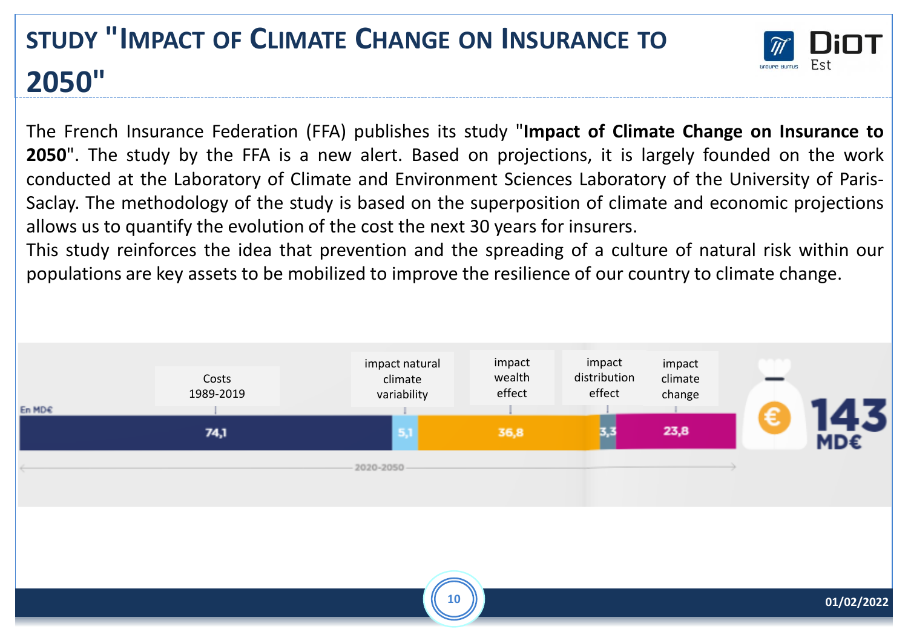# STUDY "IMPACT OF CLIMATE CHANGE ON INSURANCE TO 2050"

The French Insurance Federation (FFA) publishes its study "**Impact of Climate Change on Insurance to 2050**". The study by the FFA is a new alert. Based on projections, it is largely founded on the work conducted at the Laboratory of Climate and Environment Sciences Laboratory of the University of Paris-Saclay. The methodology of the study is based on the superposition of climate and economic projections allows us to quantify the evolution of the cost the next 30 years for insurers.

This study reinforces the idea that prevention and the spreading of a culture of natural risk within our populations are key assets to be mobilized to improve the resilience of our country to climate change.

En MD€ — 2020-2050

| Costs 1989-2019 | impact natural climate variability | impact wealth effect | impact distribution effect | impact climate change | Total |
|---|---|---|---|---|---|
| 74,1 | 5,1 | 36,8 | 3,3 | 23,8 | 143 MD€ |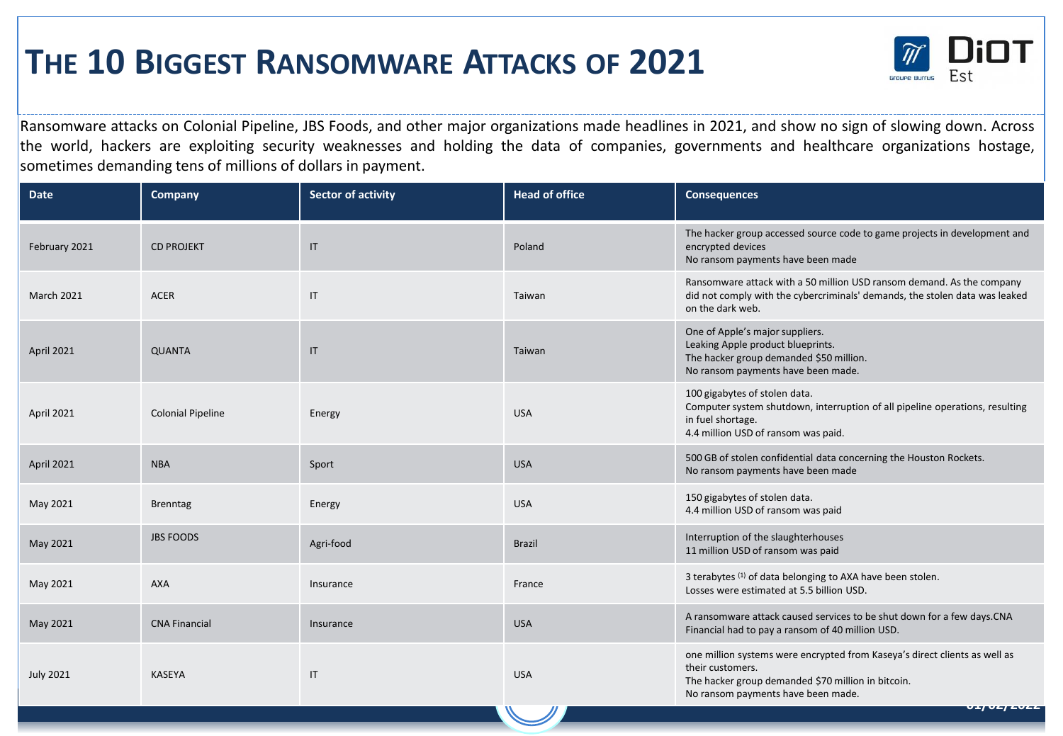# THE 10 BIGGEST RANSOMWARE ATTACKS OF 2021

Ransomware attacks on Colonial Pipeline, JBS Foods, and other major organizations made headlines in 2021, and show no sign of slowing down. Across the world, hackers are exploiting security weaknesses and holding the data of companies, governments and healthcare organizations hostage, sometimes demanding tens of millions of dollars in payment.

| Date | Company | Sector of activity | Head of office | Consequences |
|---|---|---|---|---|
| February 2021 | CD PROJEKT | IT | Poland | The hacker group accessed source code to game projects in development and encrypted devices<br>No ransom payments have been made |
| March 2021 | ACER | IT | Taiwan | Ransomware attack with a 50 million USD ransom demand. As the company did not comply with the cybercriminals' demands, the stolen data was leaked on the dark web. |
| April 2021 | QUANTA | IT | Taiwan | One of Apple's major suppliers.<br>Leaking Apple product blueprints.<br>The hacker group demanded $50 million.<br>No ransom payments have been made. |
| April 2021 | Colonial Pipeline | Energy | USA | 100 gigabytes of stolen data.<br>Computer system shutdown, interruption of all pipeline operations, resulting in fuel shortage.<br>4.4 million USD of ransom was paid. |
| April 2021 | NBA | Sport | USA | 500 GB of stolen confidential data concerning the Houston Rockets.<br>No ransom payments have been made |
| May 2021 | Brenntag | Energy | USA | 150 gigabytes of stolen data.<br>4.4 million USD of ransom was paid |
| May 2021 | JBS FOODS | Agri-food | Brazil | Interruption of the slaughterhouses<br>11 million USD of ransom was paid |
| May 2021 | AXA | Insurance | France | 3 terabytes [1] of data belonging to AXA have been stolen.<br>Losses were estimated at 5.5 billion USD. |
| May 2021 | CNA Financial | Insurance | USA | A ransomware attack caused services to be shut down for a few days.CNA Financial had to pay a ransom of 40 million USD. |
| July 2021 | KASEYA | IT | USA | one million systems were encrypted from Kaseya's direct clients as well as their customers.<br>The hacker group demanded $70 million in bitcoin.<br>No ransom payments have been made. |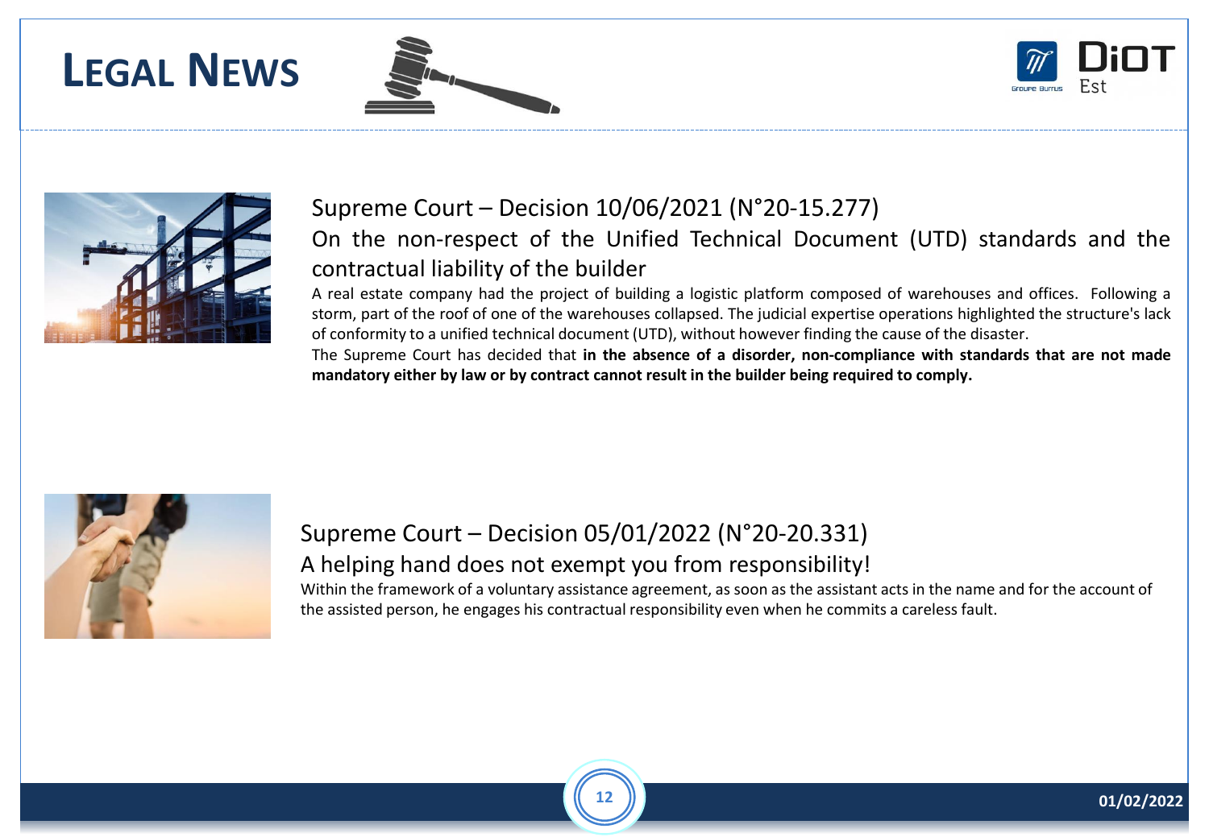# LEGAL NEWS

## Supreme Court – Decision 10/06/2021 (N°20-15.277)

### On the non-respect of the Unified Technical Document (UTD) standards and the contractual liability of the builder

A real estate company had the project of building a logistic platform composed of warehouses and offices. Following a storm, part of the roof of one of the warehouses collapsed. The judicial expertise operations highlighted the structure's lack of conformity to a unified technical document (UTD), without however finding the cause of the disaster.

The Supreme Court has decided that **in the absence of a disorder, non-compliance with standards that are not made mandatory either by law or by contract cannot result in the builder being required to comply.**

## Supreme Court – Decision 05/01/2022 (N°20-20.331)

### A helping hand does not exempt you from responsibility!

Within the framework of a voluntary assistance agreement, as soon as the assistant acts in the name and for the account of the assisted person, he engages his contractual responsibility even when he commits a careless fault.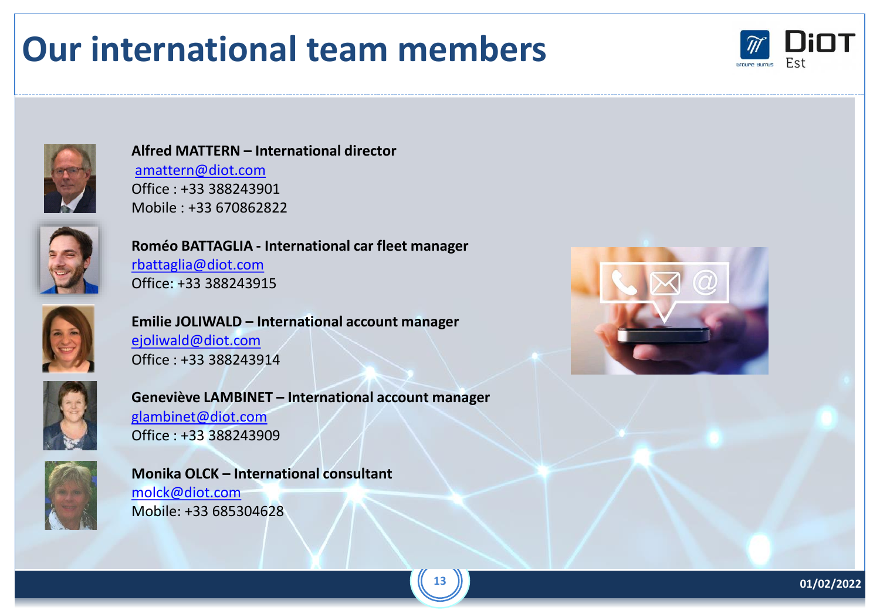# Our international team members

**Alfred MATTERN – International director**
amattern@diot.com
Office : +33 388243901
Mobile : +33 670862822

**Roméo BATTAGLIA - International car fleet manager**
rbattaglia@diot.com
Office: +33 388243915

**Emilie JOLIWALD – International account manager**
ejoliwald@diot.com
Office : +33 388243914

**Geneviève LAMBINET – International account manager**
glambinet@diot.com
Office : +33 388243909

**Monika OLCK – International consultant**
molck@diot.com
Mobile: +33 685304628

01/02/2022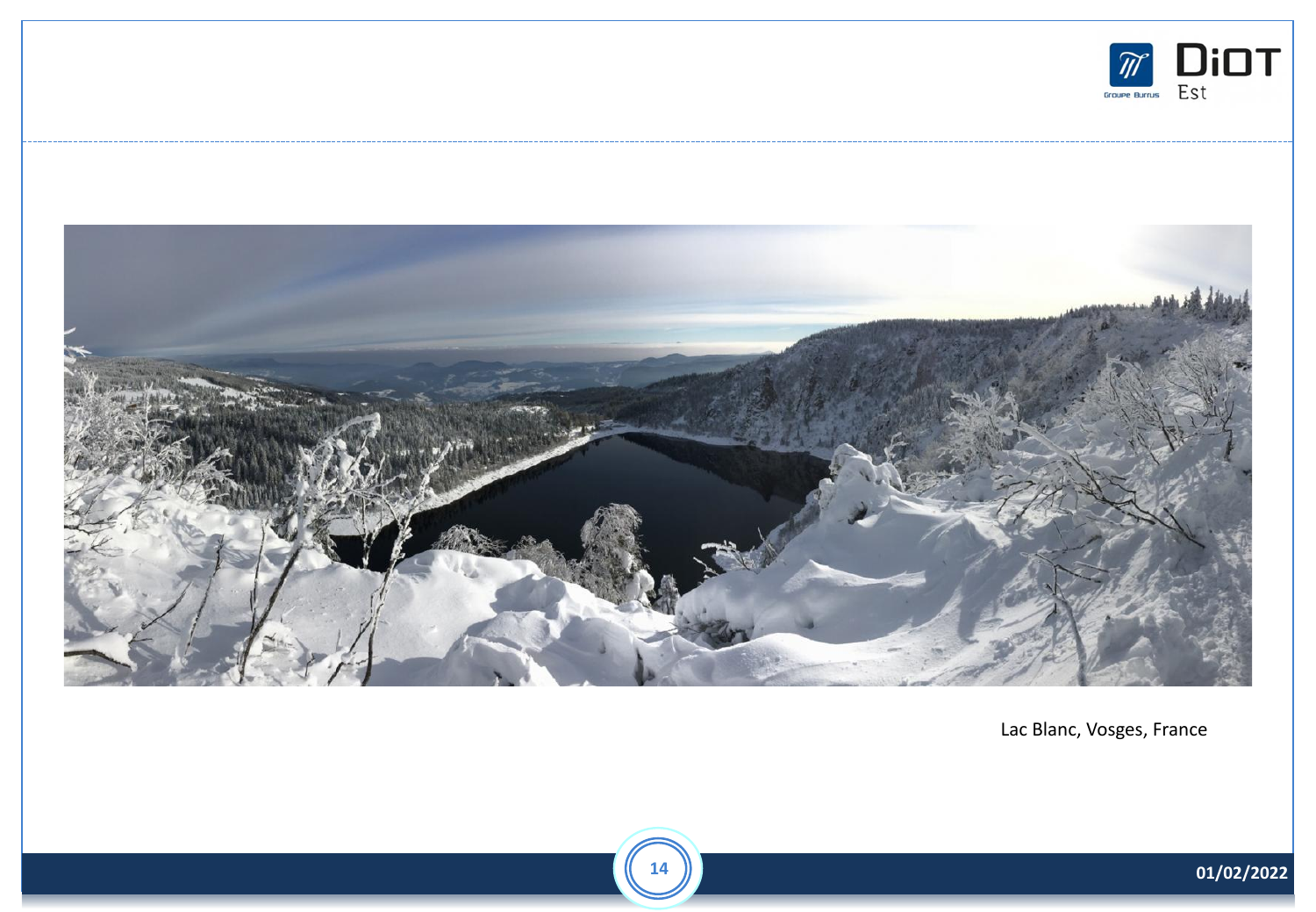Lac Blanc, Vosges, France